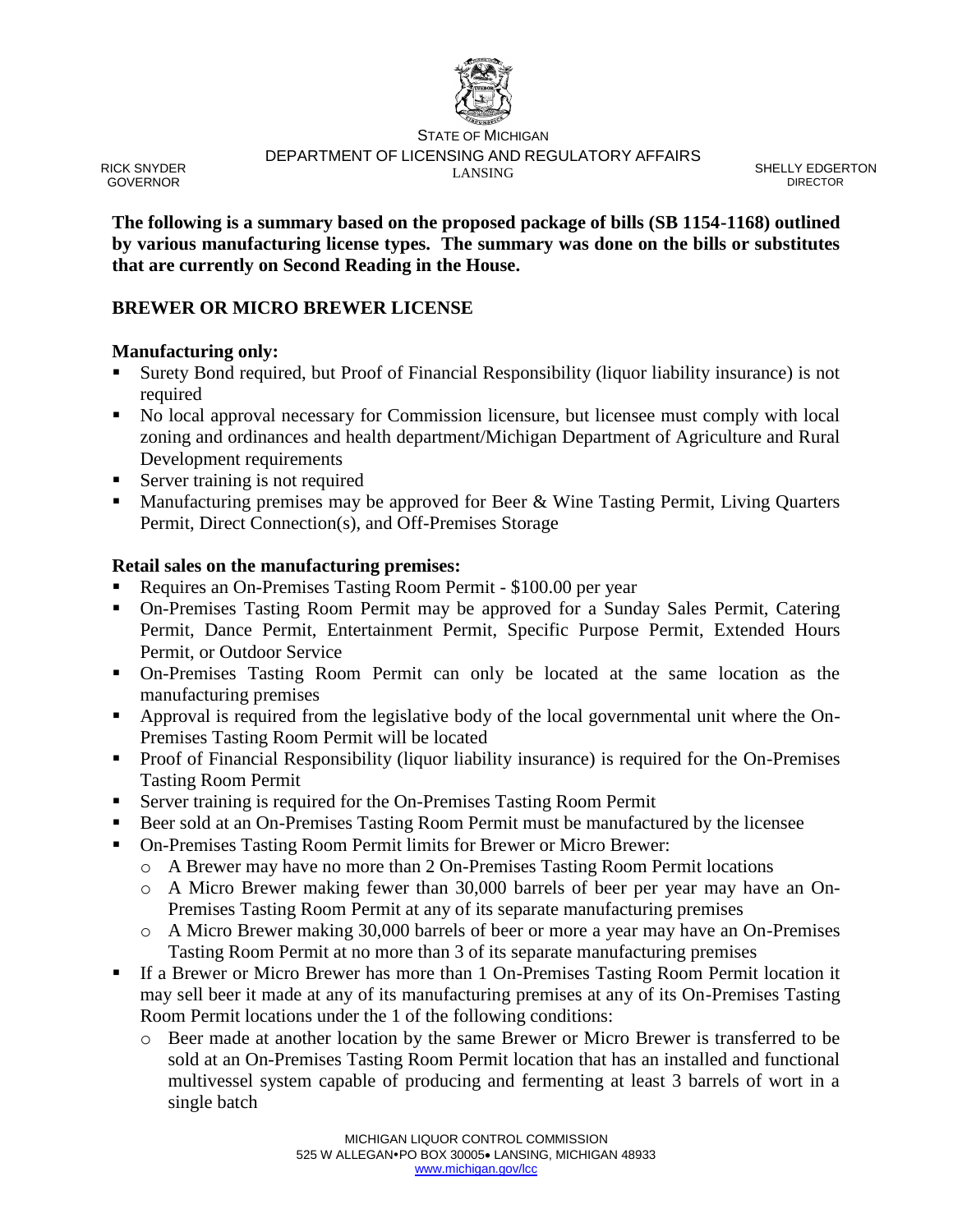STATE OF MICHIGAN
DEPARTMENT OF LICENSING AND REGULATORY AFFAIRS
LANSING

RICK SNYDER
GOVERNOR

SHELLY EDGERTON
DIRECTOR

**The following is a summary based on the proposed package of bills (SB 1154-1168) outlined by various manufacturing license types. The summary was done on the bills or substitutes that are currently on Second Reading in the House.**

## BREWER OR MICRO BREWER LICENSE

### Manufacturing only:

- Surety Bond required, but Proof of Financial Responsibility (liquor liability insurance) is not required
- No local approval necessary for Commission licensure, but licensee must comply with local zoning and ordinances and health department/Michigan Department of Agriculture and Rural Development requirements
- Server training is not required
- Manufacturing premises may be approved for Beer & Wine Tasting Permit, Living Quarters Permit, Direct Connection(s), and Off-Premises Storage

### Retail sales on the manufacturing premises:

- Requires an On-Premises Tasting Room Permit - $100.00 per year
- On-Premises Tasting Room Permit may be approved for a Sunday Sales Permit, Catering Permit, Dance Permit, Entertainment Permit, Specific Purpose Permit, Extended Hours Permit, or Outdoor Service
- On-Premises Tasting Room Permit can only be located at the same location as the manufacturing premises
- Approval is required from the legislative body of the local governmental unit where the On-Premises Tasting Room Permit will be located
- Proof of Financial Responsibility (liquor liability insurance) is required for the On-Premises Tasting Room Permit
- Server training is required for the On-Premises Tasting Room Permit
- Beer sold at an On-Premises Tasting Room Permit must be manufactured by the licensee
- On-Premises Tasting Room Permit limits for Brewer or Micro Brewer:
  - A Brewer may have no more than 2 On-Premises Tasting Room Permit locations
  - A Micro Brewer making fewer than 30,000 barrels of beer per year may have an On-Premises Tasting Room Permit at any of its separate manufacturing premises
  - A Micro Brewer making 30,000 barrels of beer or more a year may have an On-Premises Tasting Room Permit at no more than 3 of its separate manufacturing premises
- If a Brewer or Micro Brewer has more than 1 On-Premises Tasting Room Permit location it may sell beer it made at any of its manufacturing premises at any of its On-Premises Tasting Room Permit locations under the 1 of the following conditions:
  - Beer made at another location by the same Brewer or Micro Brewer is transferred to be sold at an On-Premises Tasting Room Permit location that has an installed and functional multivessel system capable of producing and fermenting at least 3 barrels of wort in a single batch

MICHIGAN LIQUOR CONTROL COMMISSION
525 W ALLEGAN•PO BOX 30005• LANSING, MICHIGAN 48933
www.michigan.gov/lcc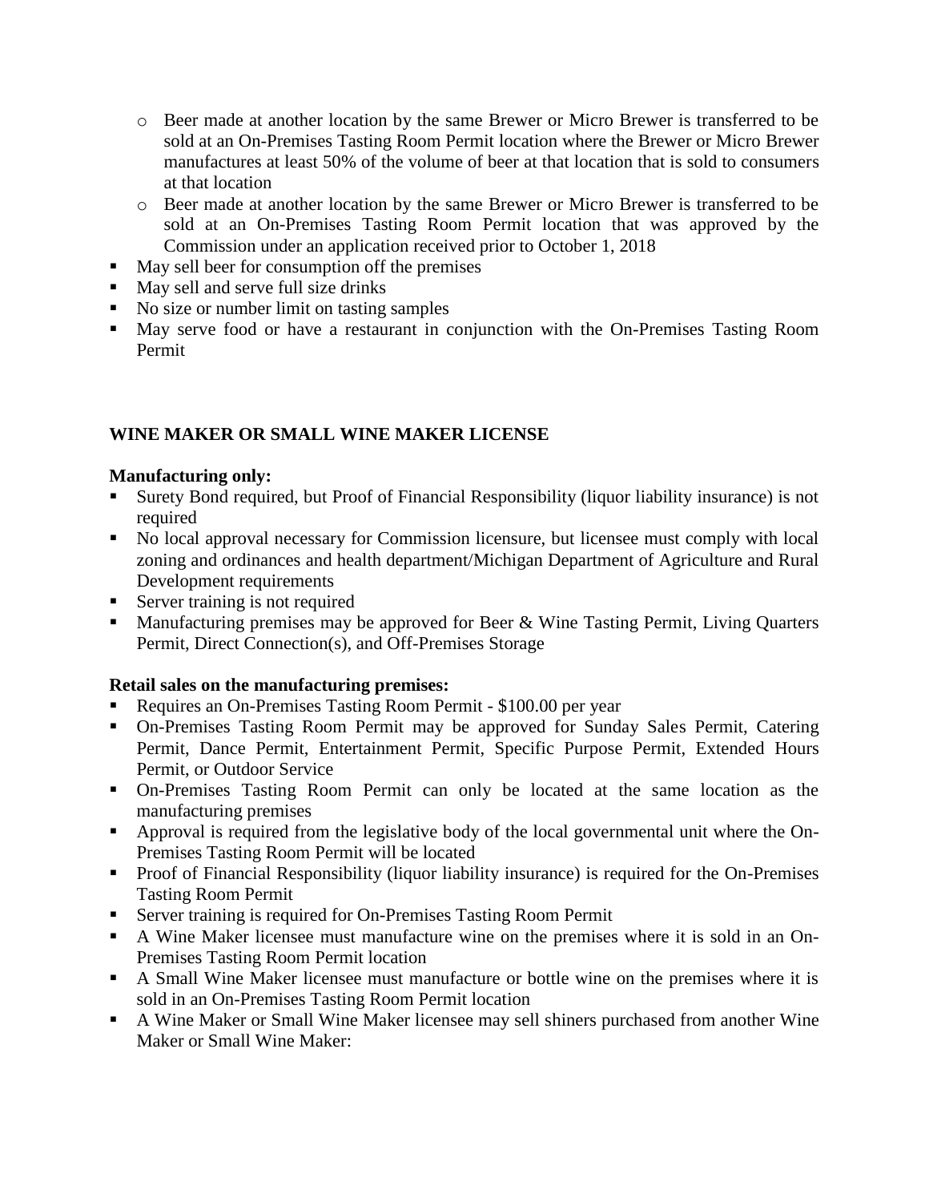- Beer made at another location by the same Brewer or Micro Brewer is transferred to be sold at an On-Premises Tasting Room Permit location where the Brewer or Micro Brewer manufactures at least 50% of the volume of beer at that location that is sold to consumers at that location
  - Beer made at another location by the same Brewer or Micro Brewer is transferred to be sold at an On-Premises Tasting Room Permit location that was approved by the Commission under an application received prior to October 1, 2018
- May sell beer for consumption off the premises
- May sell and serve full size drinks
- No size or number limit on tasting samples
- May serve food or have a restaurant in conjunction with the On-Premises Tasting Room Permit

## WINE MAKER OR SMALL WINE MAKER LICENSE

**Manufacturing only:**

- Surety Bond required, but Proof of Financial Responsibility (liquor liability insurance) is not required
- No local approval necessary for Commission licensure, but licensee must comply with local zoning and ordinances and health department/Michigan Department of Agriculture and Rural Development requirements
- Server training is not required
- Manufacturing premises may be approved for Beer & Wine Tasting Permit, Living Quarters Permit, Direct Connection(s), and Off-Premises Storage

**Retail sales on the manufacturing premises:**

- Requires an On-Premises Tasting Room Permit - $100.00 per year
- On-Premises Tasting Room Permit may be approved for Sunday Sales Permit, Catering Permit, Dance Permit, Entertainment Permit, Specific Purpose Permit, Extended Hours Permit, or Outdoor Service
- On-Premises Tasting Room Permit can only be located at the same location as the manufacturing premises
- Approval is required from the legislative body of the local governmental unit where the On-Premises Tasting Room Permit will be located
- Proof of Financial Responsibility (liquor liability insurance) is required for the On-Premises Tasting Room Permit
- Server training is required for On-Premises Tasting Room Permit
- A Wine Maker licensee must manufacture wine on the premises where it is sold in an On-Premises Tasting Room Permit location
- A Small Wine Maker licensee must manufacture or bottle wine on the premises where it is sold in an On-Premises Tasting Room Permit location
- A Wine Maker or Small Wine Maker licensee may sell shiners purchased from another Wine Maker or Small Wine Maker: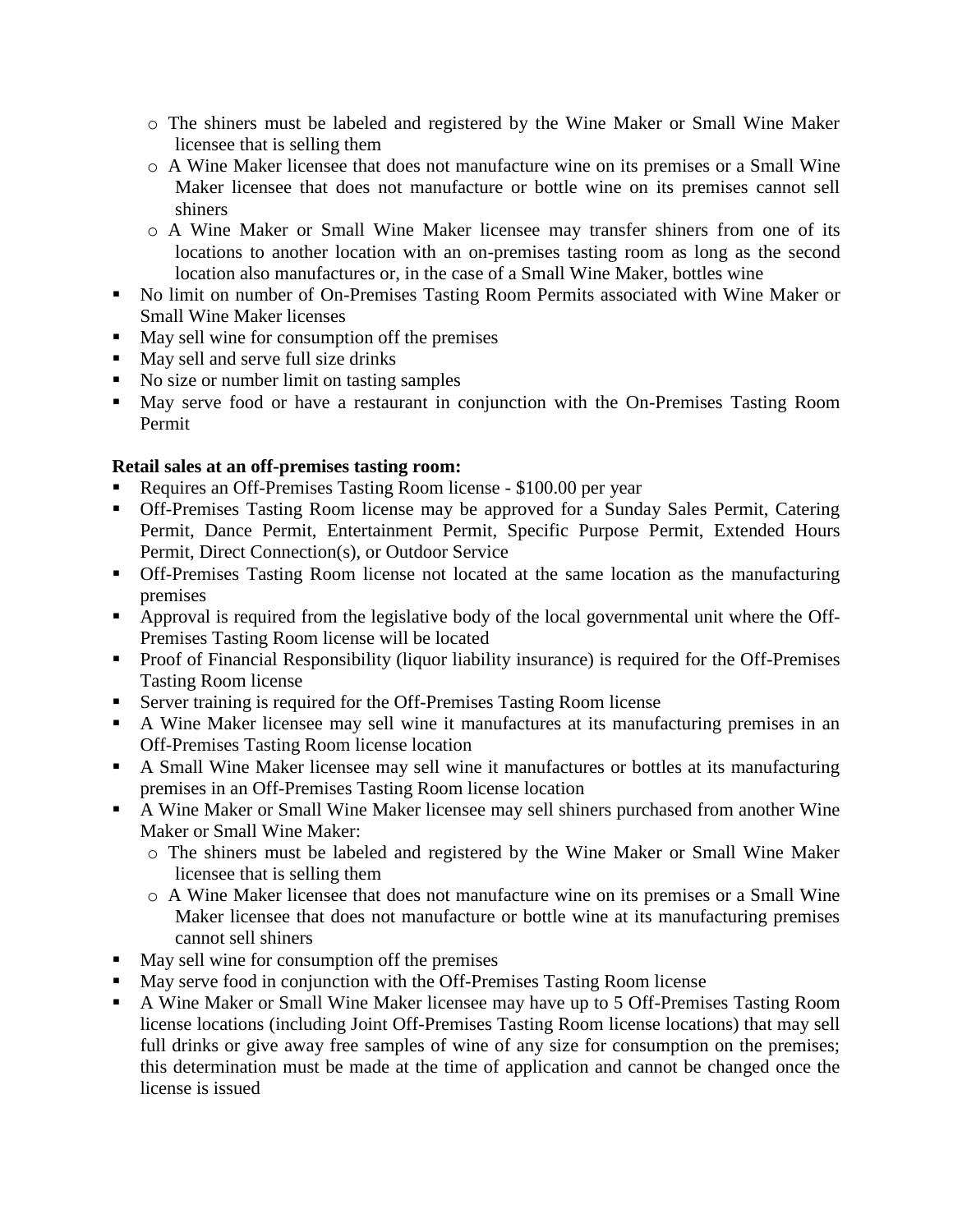- The shiners must be labeled and registered by the Wine Maker or Small Wine Maker licensee that is selling them
  - A Wine Maker licensee that does not manufacture wine on its premises or a Small Wine Maker licensee that does not manufacture or bottle wine on its premises cannot sell shiners
  - A Wine Maker or Small Wine Maker licensee may transfer shiners from one of its locations to another location with an on-premises tasting room as long as the second location also manufactures or, in the case of a Small Wine Maker, bottles wine
- No limit on number of On-Premises Tasting Room Permits associated with Wine Maker or Small Wine Maker licenses
- May sell wine for consumption off the premises
- May sell and serve full size drinks
- No size or number limit on tasting samples
- May serve food or have a restaurant in conjunction with the On-Premises Tasting Room Permit

**Retail sales at an off-premises tasting room:**

- Requires an Off-Premises Tasting Room license - $100.00 per year
- Off-Premises Tasting Room license may be approved for a Sunday Sales Permit, Catering Permit, Dance Permit, Entertainment Permit, Specific Purpose Permit, Extended Hours Permit, Direct Connection(s), or Outdoor Service
- Off-Premises Tasting Room license not located at the same location as the manufacturing premises
- Approval is required from the legislative body of the local governmental unit where the Off-Premises Tasting Room license will be located
- Proof of Financial Responsibility (liquor liability insurance) is required for the Off-Premises Tasting Room license
- Server training is required for the Off-Premises Tasting Room license
- A Wine Maker licensee may sell wine it manufactures at its manufacturing premises in an Off-Premises Tasting Room license location
- A Small Wine Maker licensee may sell wine it manufactures or bottles at its manufacturing premises in an Off-Premises Tasting Room license location
- A Wine Maker or Small Wine Maker licensee may sell shiners purchased from another Wine Maker or Small Wine Maker:
  - The shiners must be labeled and registered by the Wine Maker or Small Wine Maker licensee that is selling them
  - A Wine Maker licensee that does not manufacture wine on its premises or a Small Wine Maker licensee that does not manufacture or bottle wine at its manufacturing premises cannot sell shiners
- May sell wine for consumption off the premises
- May serve food in conjunction with the Off-Premises Tasting Room license
- A Wine Maker or Small Wine Maker licensee may have up to 5 Off-Premises Tasting Room license locations (including Joint Off-Premises Tasting Room license locations) that may sell full drinks or give away free samples of wine of any size for consumption on the premises; this determination must be made at the time of application and cannot be changed once the license is issued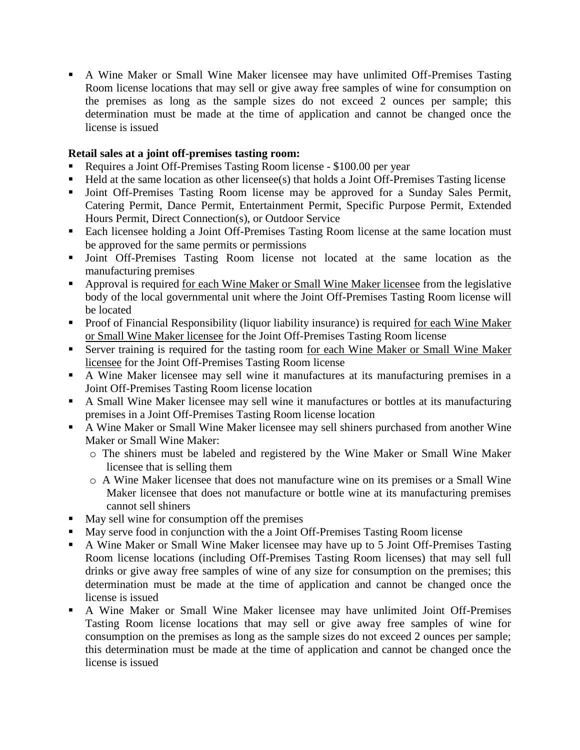- A Wine Maker or Small Wine Maker licensee may have unlimited Off-Premises Tasting Room license locations that may sell or give away free samples of wine for consumption on the premises as long as the sample sizes do not exceed 2 ounces per sample; this determination must be made at the time of application and cannot be changed once the license is issued

**Retail sales at a joint off-premises tasting room:**

- Requires a Joint Off-Premises Tasting Room license - $100.00 per year
- Held at the same location as other licensee(s) that holds a Joint Off-Premises Tasting license
- Joint Off-Premises Tasting Room license may be approved for a Sunday Sales Permit, Catering Permit, Dance Permit, Entertainment Permit, Specific Purpose Permit, Extended Hours Permit, Direct Connection(s), or Outdoor Service
- Each licensee holding a Joint Off-Premises Tasting Room license at the same location must be approved for the same permits or permissions
- Joint Off-Premises Tasting Room license not located at the same location as the manufacturing premises
- Approval is required <u>for each Wine Maker or Small Wine Maker licensee</u> from the legislative body of the local governmental unit where the Joint Off-Premises Tasting Room license will be located
- Proof of Financial Responsibility (liquor liability insurance) is required <u>for each Wine Maker or Small Wine Maker licensee</u> for the Joint Off-Premises Tasting Room license
- Server training is required for the tasting room <u>for each Wine Maker or Small Wine Maker licensee</u> for the Joint Off-Premises Tasting Room license
- A Wine Maker licensee may sell wine it manufactures at its manufacturing premises in a Joint Off-Premises Tasting Room license location
- A Small Wine Maker licensee may sell wine it manufactures or bottles at its manufacturing premises in a Joint Off-Premises Tasting Room license location
- A Wine Maker or Small Wine Maker licensee may sell shiners purchased from another Wine Maker or Small Wine Maker:
  - The shiners must be labeled and registered by the Wine Maker or Small Wine Maker licensee that is selling them
  - A Wine Maker licensee that does not manufacture wine on its premises or a Small Wine Maker licensee that does not manufacture or bottle wine at its manufacturing premises cannot sell shiners
- May sell wine for consumption off the premises
- May serve food in conjunction with the a Joint Off-Premises Tasting Room license
- A Wine Maker or Small Wine Maker licensee may have up to 5 Joint Off-Premises Tasting Room license locations (including Off-Premises Tasting Room licenses) that may sell full drinks or give away free samples of wine of any size for consumption on the premises; this determination must be made at the time of application and cannot be changed once the license is issued
- A Wine Maker or Small Wine Maker licensee may have unlimited Joint Off-Premises Tasting Room license locations that may sell or give away free samples of wine for consumption on the premises as long as the sample sizes do not exceed 2 ounces per sample; this determination must be made at the time of application and cannot be changed once the license is issued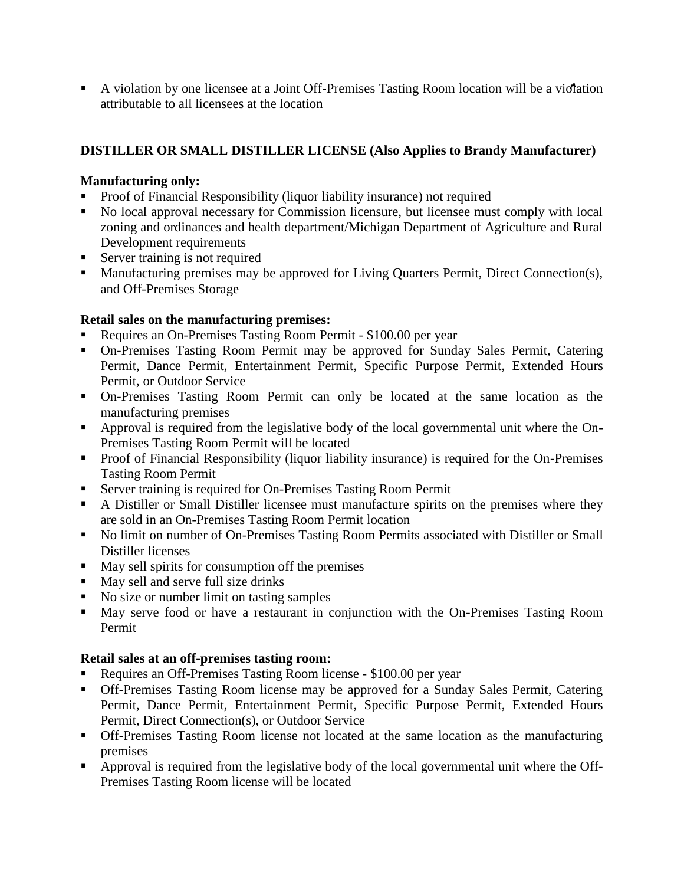- A violation by one licensee at a Joint Off-Premises Tasting Room location will be a violation attributable to all licensees at the location

**DISTILLER OR SMALL DISTILLER LICENSE (Also Applies to Brandy Manufacturer)**

**Manufacturing only:**

- Proof of Financial Responsibility (liquor liability insurance) not required
- No local approval necessary for Commission licensure, but licensee must comply with local zoning and ordinances and health department/Michigan Department of Agriculture and Rural Development requirements
- Server training is not required
- Manufacturing premises may be approved for Living Quarters Permit, Direct Connection(s), and Off-Premises Storage

**Retail sales on the manufacturing premises:**

- Requires an On-Premises Tasting Room Permit - $100.00 per year
- On-Premises Tasting Room Permit may be approved for Sunday Sales Permit, Catering Permit, Dance Permit, Entertainment Permit, Specific Purpose Permit, Extended Hours Permit, or Outdoor Service
- On-Premises Tasting Room Permit can only be located at the same location as the manufacturing premises
- Approval is required from the legislative body of the local governmental unit where the On-Premises Tasting Room Permit will be located
- Proof of Financial Responsibility (liquor liability insurance) is required for the On-Premises Tasting Room Permit
- Server training is required for On-Premises Tasting Room Permit
- A Distiller or Small Distiller licensee must manufacture spirits on the premises where they are sold in an On-Premises Tasting Room Permit location
- No limit on number of On-Premises Tasting Room Permits associated with Distiller or Small Distiller licenses
- May sell spirits for consumption off the premises
- May sell and serve full size drinks
- No size or number limit on tasting samples
- May serve food or have a restaurant in conjunction with the On-Premises Tasting Room Permit

**Retail sales at an off-premises tasting room:**

- Requires an Off-Premises Tasting Room license - $100.00 per year
- Off-Premises Tasting Room license may be approved for a Sunday Sales Permit, Catering Permit, Dance Permit, Entertainment Permit, Specific Purpose Permit, Extended Hours Permit, Direct Connection(s), or Outdoor Service
- Off-Premises Tasting Room license not located at the same location as the manufacturing premises
- Approval is required from the legislative body of the local governmental unit where the Off-Premises Tasting Room license will be located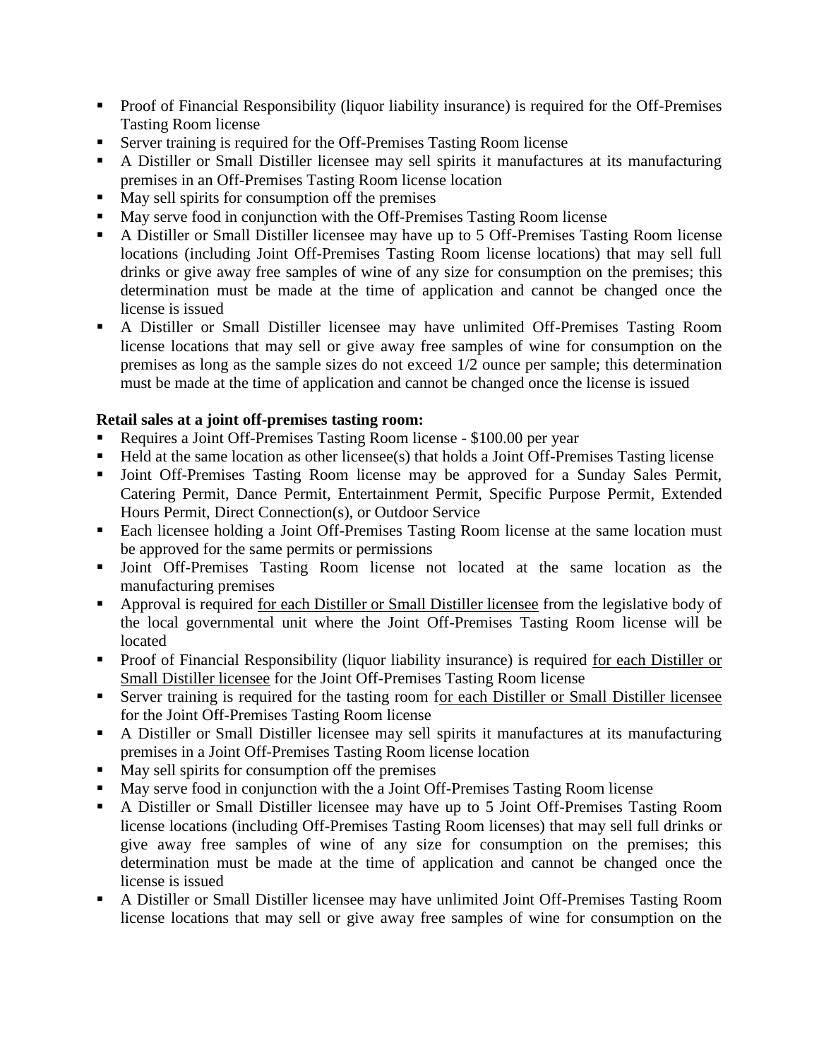- Proof of Financial Responsibility (liquor liability insurance) is required for the Off-Premises Tasting Room license
- Server training is required for the Off-Premises Tasting Room license
- A Distiller or Small Distiller licensee may sell spirits it manufactures at its manufacturing premises in an Off-Premises Tasting Room license location
- May sell spirits for consumption off the premises
- May serve food in conjunction with the Off-Premises Tasting Room license
- A Distiller or Small Distiller licensee may have up to 5 Off-Premises Tasting Room license locations (including Joint Off-Premises Tasting Room license locations) that may sell full drinks or give away free samples of wine of any size for consumption on the premises; this determination must be made at the time of application and cannot be changed once the license is issued
- A Distiller or Small Distiller licensee may have unlimited Off-Premises Tasting Room license locations that may sell or give away free samples of wine for consumption on the premises as long as the sample sizes do not exceed 1/2 ounce per sample; this determination must be made at the time of application and cannot be changed once the license is issued

**Retail sales at a joint off-premises tasting room:**

- Requires a Joint Off-Premises Tasting Room license - $100.00 per year
- Held at the same location as other licensee(s) that holds a Joint Off-Premises Tasting license
- Joint Off-Premises Tasting Room license may be approved for a Sunday Sales Permit, Catering Permit, Dance Permit, Entertainment Permit, Specific Purpose Permit, Extended Hours Permit, Direct Connection(s), or Outdoor Service
- Each licensee holding a Joint Off-Premises Tasting Room license at the same location must be approved for the same permits or permissions
- Joint Off-Premises Tasting Room license not located at the same location as the manufacturing premises
- Approval is required <u>for each Distiller or Small Distiller licensee</u> from the legislative body of the local governmental unit where the Joint Off-Premises Tasting Room license will be located
- Proof of Financial Responsibility (liquor liability insurance) is required <u>for each Distiller or Small Distiller licensee</u> for the Joint Off-Premises Tasting Room license
- Server training is required for the tasting room f<u>or each Distiller or Small Distiller licensee</u> for the Joint Off-Premises Tasting Room license
- A Distiller or Small Distiller licensee may sell spirits it manufactures at its manufacturing premises in a Joint Off-Premises Tasting Room license location
- May sell spirits for consumption off the premises
- May serve food in conjunction with the a Joint Off-Premises Tasting Room license
- A Distiller or Small Distiller licensee may have up to 5 Joint Off-Premises Tasting Room license locations (including Off-Premises Tasting Room licenses) that may sell full drinks or give away free samples of wine of any size for consumption on the premises; this determination must be made at the time of application and cannot be changed once the license is issued
- A Distiller or Small Distiller licensee may have unlimited Joint Off-Premises Tasting Room license locations that may sell or give away free samples of wine for consumption on the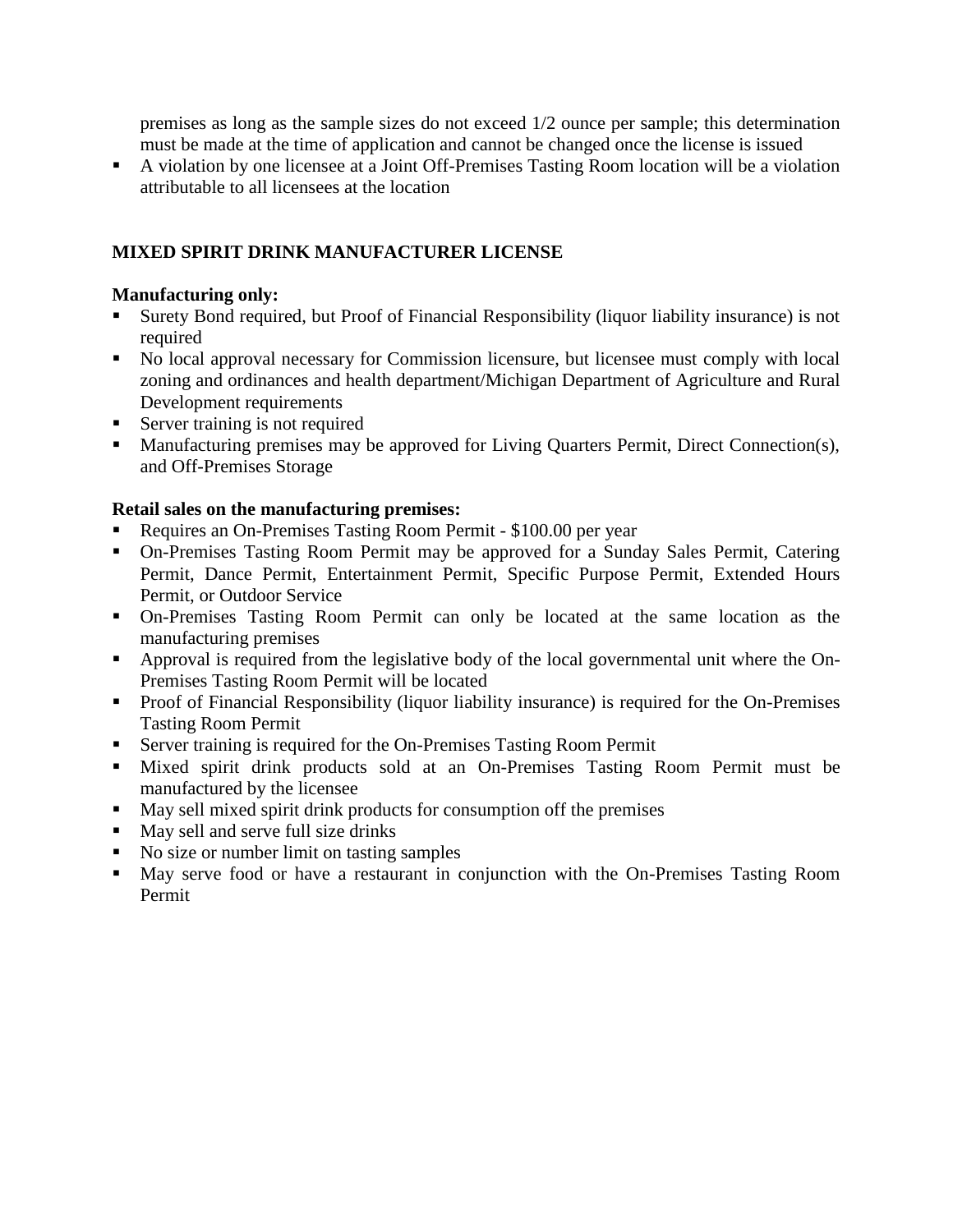premises as long as the sample sizes do not exceed 1/2 ounce per sample; this determination must be made at the time of application and cannot be changed once the license is issued

- A violation by one licensee at a Joint Off-Premises Tasting Room location will be a violation attributable to all licensees at the location

## MIXED SPIRIT DRINK MANUFACTURER LICENSE

**Manufacturing only:**

- Surety Bond required, but Proof of Financial Responsibility (liquor liability insurance) is not required
- No local approval necessary for Commission licensure, but licensee must comply with local zoning and ordinances and health department/Michigan Department of Agriculture and Rural Development requirements
- Server training is not required
- Manufacturing premises may be approved for Living Quarters Permit, Direct Connection(s), and Off-Premises Storage

**Retail sales on the manufacturing premises:**

- Requires an On-Premises Tasting Room Permit - $100.00 per year
- On-Premises Tasting Room Permit may be approved for a Sunday Sales Permit, Catering Permit, Dance Permit, Entertainment Permit, Specific Purpose Permit, Extended Hours Permit, or Outdoor Service
- On-Premises Tasting Room Permit can only be located at the same location as the manufacturing premises
- Approval is required from the legislative body of the local governmental unit where the On-Premises Tasting Room Permit will be located
- Proof of Financial Responsibility (liquor liability insurance) is required for the On-Premises Tasting Room Permit
- Server training is required for the On-Premises Tasting Room Permit
- Mixed spirit drink products sold at an On-Premises Tasting Room Permit must be manufactured by the licensee
- May sell mixed spirit drink products for consumption off the premises
- May sell and serve full size drinks
- No size or number limit on tasting samples
- May serve food or have a restaurant in conjunction with the On-Premises Tasting Room Permit